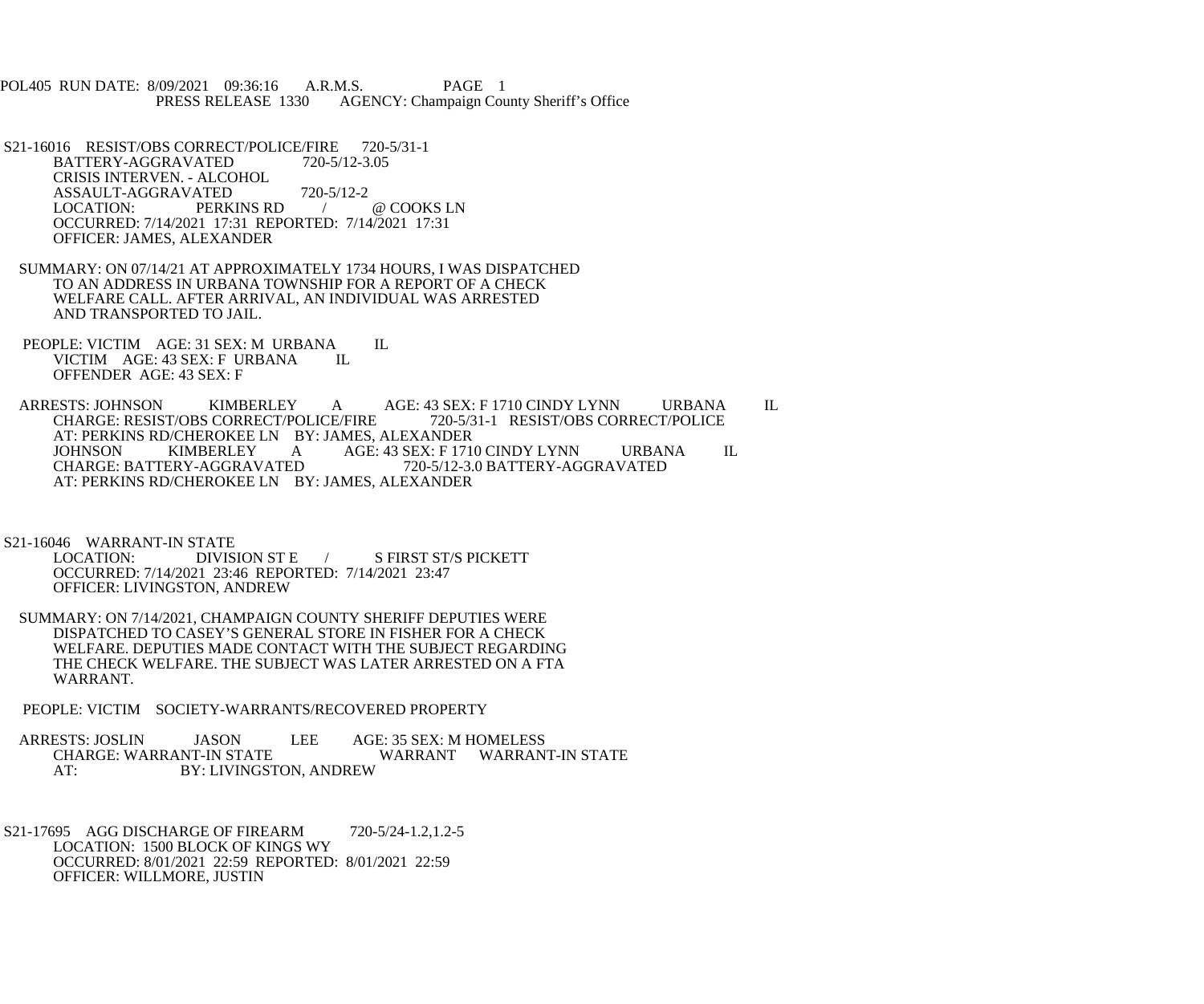POL405 RUN DATE: 8/09/2021 09:36:16 A.R.M.S. PAGE 1
PRESS RELEASE 1330 AGENCY: Champaign County Sheriff's Office

S21-16016 RESIST/OBS CORRECT/POLICE/FIRE 720-5/31-1
BATTERY-AGGRAVATED 720-5/12-3.05
CRISIS INTERVEN. - ALCOHOL
ASSAULT-AGGRAVATED 720-5/12-2
LOCATION: PERKINS RD / @ COOKS LN
OCCURRED: 7/14/2021 17:31 REPORTED: 7/14/2021 17:31
OFFICER: JAMES, ALEXANDER

SUMMARY: ON 07/14/21 AT APPROXIMATELY 1734 HOURS, I WAS DISPATCHED TO AN ADDRESS IN URBANA TOWNSHIP FOR A REPORT OF A CHECK WELFARE CALL. AFTER ARRIVAL, AN INDIVIDUAL WAS ARRESTED AND TRANSPORTED TO JAIL.

PEOPLE: VICTIM AGE: 31 SEX: M URBANA IL
VICTIM AGE: 43 SEX: F URBANA IL
OFFENDER AGE: 43 SEX: F

ARRESTS: JOHNSON KIMBERLEY A AGE: 43 SEX: F 1710 CINDY LYNN URBANA IL
CHARGE: RESIST/OBS CORRECT/POLICE/FIRE 720-5/31-1 RESIST/OBS CORRECT/POLICE
AT: PERKINS RD/CHEROKEE LN BY: JAMES, ALEXANDER
JOHNSON KIMBERLEY A AGE: 43 SEX: F 1710 CINDY LYNN URBANA IL
CHARGE: BATTERY-AGGRAVATED 720-5/12-3.0 BATTERY-AGGRAVATED
AT: PERKINS RD/CHEROKEE LN BY: JAMES, ALEXANDER

S21-16046 WARRANT-IN STATE
LOCATION: DIVISION ST E / S FIRST ST/S PICKETT
OCCURRED: 7/14/2021 23:46 REPORTED: 7/14/2021 23:47
OFFICER: LIVINGSTON, ANDREW

SUMMARY: ON 7/14/2021, CHAMPAIGN COUNTY SHERIFF DEPUTIES WERE DISPATCHED TO CASEY'S GENERAL STORE IN FISHER FOR A CHECK WELFARE. DEPUTIES MADE CONTACT WITH THE SUBJECT REGARDING THE CHECK WELFARE. THE SUBJECT WAS LATER ARRESTED ON A FTA WARRANT.

PEOPLE: VICTIM SOCIETY-WARRANTS/RECOVERED PROPERTY

ARRESTS: JOSLIN JASON LEE AGE: 35 SEX: M HOMELESS
CHARGE: WARRANT-IN STATE WARRANT WARRANT-IN STATE
AT: BY: LIVINGSTON, ANDREW

S21-17695 AGG DISCHARGE OF FIREARM 720-5/24-1.2,1.2-5
LOCATION: 1500 BLOCK OF KINGS WY
OCCURRED: 8/01/2021 22:59 REPORTED: 8/01/2021 22:59
OFFICER: WILLMORE, JUSTIN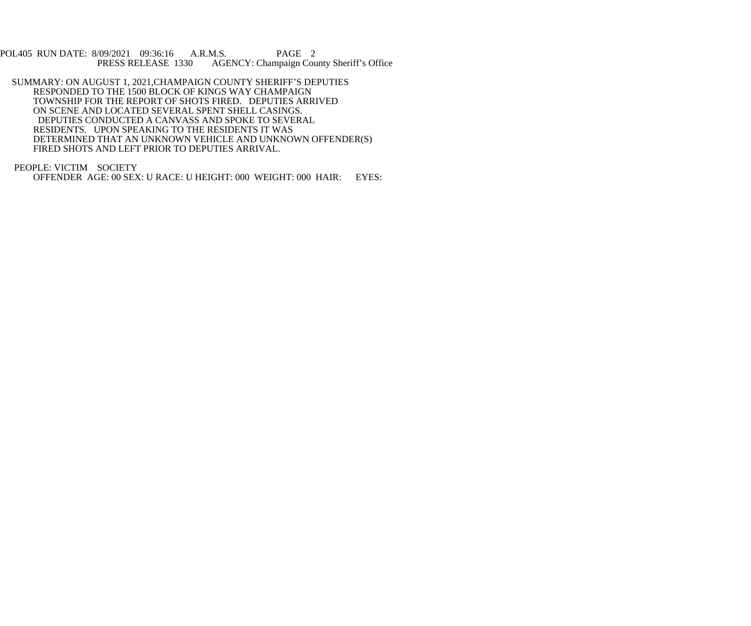POL405 RUN DATE: 8/09/2021 09:36:16 A.R.M.S. PAGE 2
PRESS RELEASE 1330 AGENCY: Champaign County Sheriff's Office

SUMMARY: ON AUGUST 1, 2021,CHAMPAIGN COUNTY SHERIFF'S DEPUTIES RESPONDED TO THE 1500 BLOCK OF KINGS WAY CHAMPAIGN TOWNSHIP FOR THE REPORT OF SHOTS FIRED. DEPUTIES ARRIVED ON SCENE AND LOCATED SEVERAL SPENT SHELL CASINGS. DEPUTIES CONDUCTED A CANVASS AND SPOKE TO SEVERAL RESIDENTS. UPON SPEAKING TO THE RESIDENTS IT WAS DETERMINED THAT AN UNKNOWN VEHICLE AND UNKNOWN OFFENDER(S) FIRED SHOTS AND LEFT PRIOR TO DEPUTIES ARRIVAL.

PEOPLE: VICTIM SOCIETY
OFFENDER AGE: 00 SEX: U RACE: U HEIGHT: 000 WEIGHT: 000 HAIR: EYES: